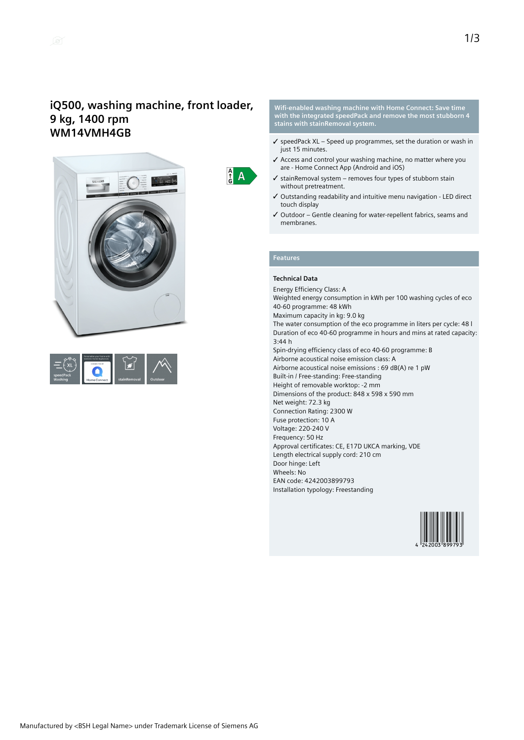# iQ500, washing machine, front loader, 9 kg, 1400 rpm
# WM14VMH4GB

A

speedPack Washing | Home Connect | stainRemoval | Outdoor

**Wifi-enabled washing machine with Home Connect: Save time with the integrated speedPack and remove the most stubborn 4 stains with stainRemoval system.**

- ✓ speedPack XL – Speed up programmes, set the duration or wash in just 15 minutes.
- ✓ Access and control your washing machine, no matter where you are - Home Connect App (Android and iOS)
- ✓ stainRemoval system – removes four types of stubborn stain without pretreatment.
- ✓ Outstanding readability and intuitive menu navigation - LED direct touch display
- ✓ Outdoor – Gentle cleaning for water-repellent fabrics, seams and membranes.

## Features

### Technical Data

Energy Efficiency Class: A
Weighted energy consumption in kWh per 100 washing cycles of eco 40-60 programme: 48 kWh
Maximum capacity in kg: 9.0 kg
The water consumption of the eco programme in liters per cycle: 48 l
Duration of eco 40-60 programme in hours and mins at rated capacity: 3:44 h
Spin-drying efficiency class of eco 40-60 programme: B
Airborne acoustical noise emission class: A
Airborne acoustical noise emissions : 69 dB(A) re 1 pW
Built-in / Free-standing: Free-standing
Height of removable worktop: -2 mm
Dimensions of the product: 848 x 598 x 590 mm
Net weight: 72.3 kg
Connection Rating: 2300 W
Fuse protection: 10 A
Voltage: 220-240 V
Frequency: 50 Hz
Approval certificates: CE, E17D UKCA marking, VDE
Length electrical supply cord: 210 cm
Door hinge: Left
Wheels: No
EAN code: 4242003899793
Installation typology: Freestanding

4 242003 899793

Manufactured by <BSH Legal Name> under Trademark License of Siemens AG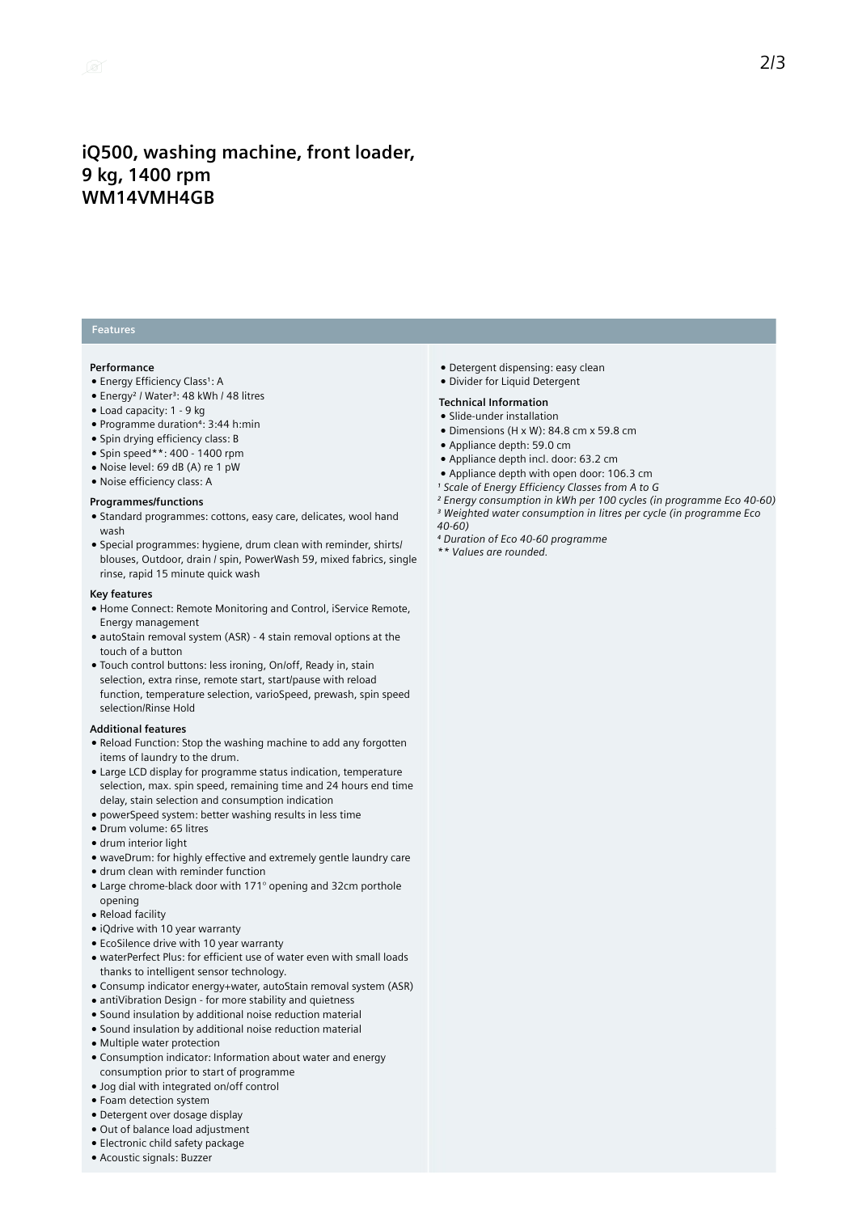# iQ500, washing machine, front loader, 9 kg, 1400 rpm
# WM14VMH4GB

## Features

### Performance

- Energy Efficiency Class[1]: A
- Energy[2] / Water[3]: 48 kWh / 48 litres
- Load capacity: 1 - 9 kg
- Programme duration[4]: 3:44 h:min
- Spin drying efficiency class: B
- Spin speed**: 400 - 1400 rpm
- Noise level: 69 dB (A) re 1 pW
- Noise efficiency class: A

### Programmes/functions

- Standard programmes: cottons, easy care, delicates, wool hand wash
- Special programmes: hygiene, drum clean with reminder, shirts/ blouses, Outdoor, drain / spin, PowerWash 59, mixed fabrics, single rinse, rapid 15 minute quick wash

### Key features

- Home Connect: Remote Monitoring and Control, iService Remote, Energy management
- autoStain removal system (ASR) - 4 stain removal options at the touch of a button
- Touch control buttons: less ironing, On/off, Ready in, stain selection, extra rinse, remote start, start/pause with reload function, temperature selection, varioSpeed, prewash, spin speed selection/Rinse Hold

### Additional features

- Reload Function: Stop the washing machine to add any forgotten items of laundry to the drum.
- Large LCD display for programme status indication, temperature selection, max. spin speed, remaining time and 24 hours end time delay, stain selection and consumption indication
- powerSpeed system: better washing results in less time
- Drum volume: 65 litres
- drum interior light
- waveDrum: for highly effective and extremely gentle laundry care
- drum clean with reminder function
- Large chrome-black door with 171° opening and 32cm porthole opening
- Reload facility
- iQdrive with 10 year warranty
- EcoSilence drive with 10 year warranty
- waterPerfect Plus: for efficient use of water even with small loads thanks to intelligent sensor technology.
- Consump indicator energy+water, autoStain removal system (ASR)
- antiVibration Design - for more stability and quietness
- Sound insulation by additional noise reduction material
- Sound insulation by additional noise reduction material
- Multiple water protection
- Consumption indicator: Information about water and energy consumption prior to start of programme
- Jog dial with integrated on/off control
- Foam detection system
- Detergent over dosage display
- Out of balance load adjustment
- Electronic child safety package
- Acoustic signals: Buzzer
- Detergent dispensing: easy clean
- Divider for Liquid Detergent

### Technical Information

- Slide-under installation
- Dimensions (H x W): 84.8 cm x 59.8 cm
- Appliance depth: 59.0 cm
- Appliance depth incl. door: 63.2 cm
- Appliance depth with open door: 106.3 cm

*[1] Scale of Energy Efficiency Classes from A to G*
*[2] Energy consumption in kWh per 100 cycles (in programme Eco 40-60)*
*[3] Weighted water consumption in litres per cycle (in programme Eco 40-60)*
*[4] Duration of Eco 40-60 programme*
*** Values are rounded.*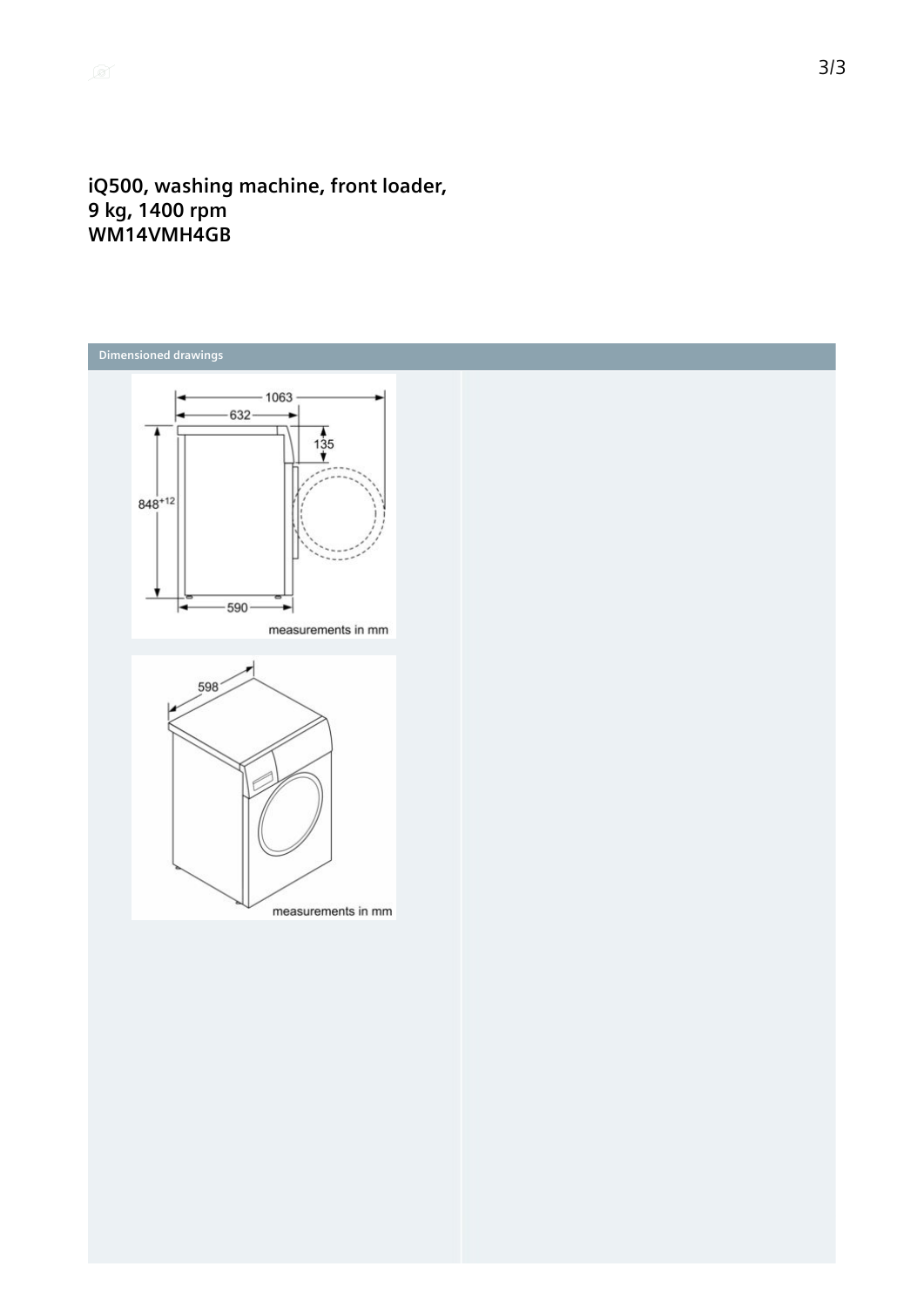# iQ500, washing machine, front loader, 9 kg, 1400 rpm
# WM14VMH4GB

## Dimensioned drawings

1063
632
135
$848^{+12}$
590
measurements in mm

598
measurements in mm